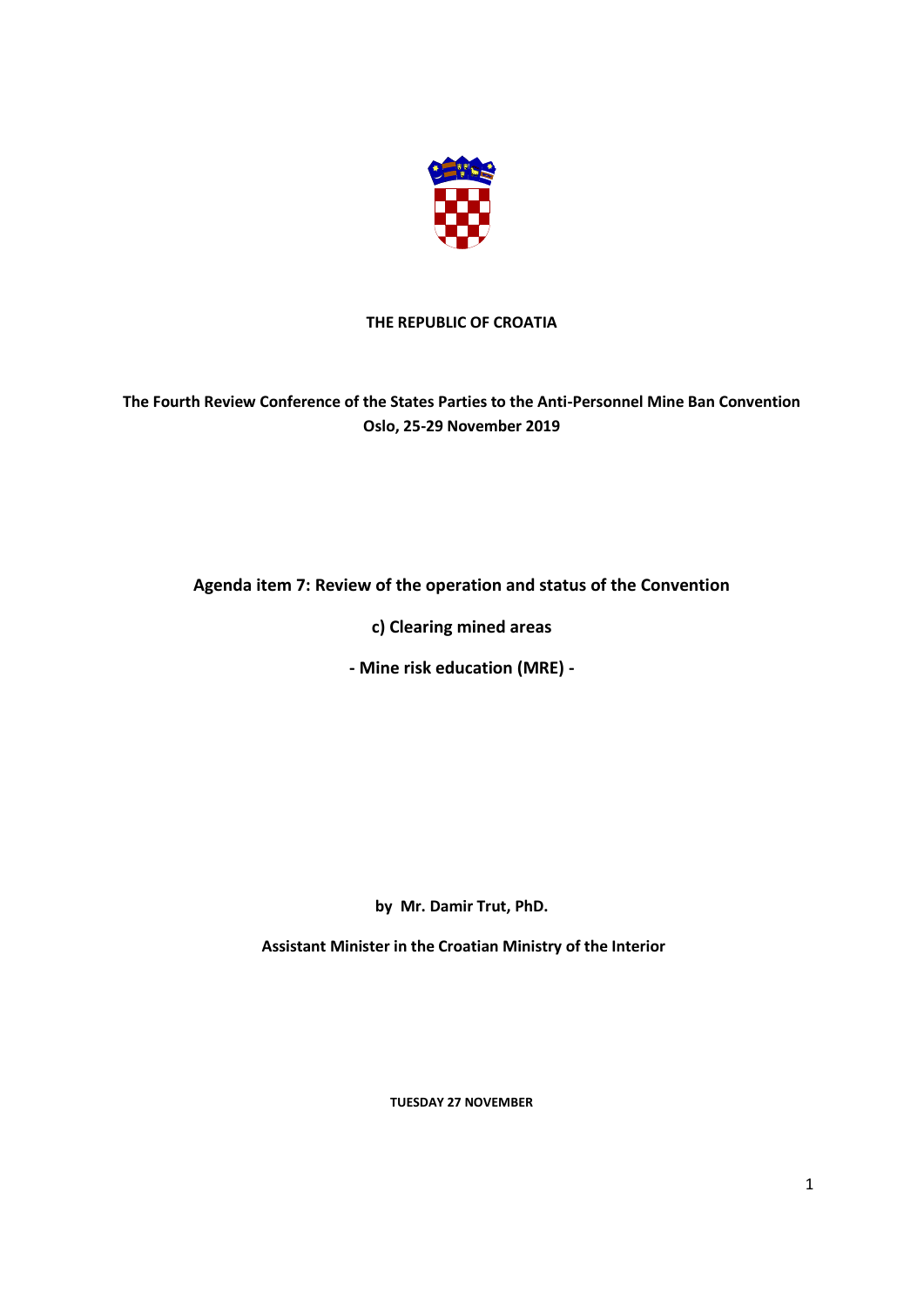**THE REPUBLIC OF CROATIA**

**The Fourth Review Conference of the States Parties to the Anti-Personnel Mine Ban Convention**
**Oslo, 25-29 November 2019**

**Agenda item 7: Review of the operation and status of the Convention**

**c) Clearing mined areas**

**- Mine risk education (MRE) -**

**by Mr. Damir Trut, PhD.**

**Assistant Minister in the Croatian Ministry of the Interior**

**TUESDAY 27 NOVEMBER**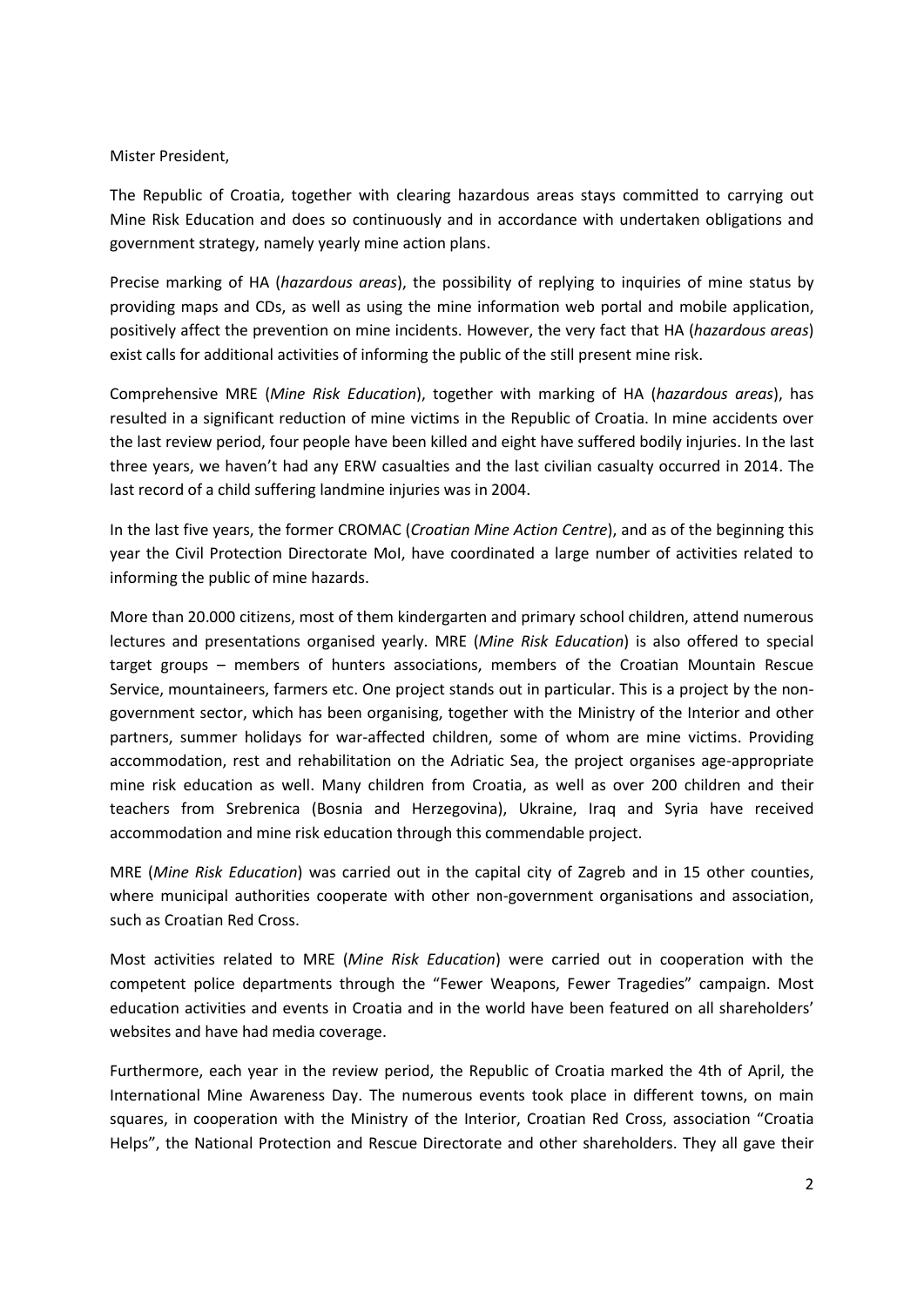Mister President,

The Republic of Croatia, together with clearing hazardous areas stays committed to carrying out Mine Risk Education and does so continuously and in accordance with undertaken obligations and government strategy, namely yearly mine action plans.

Precise marking of HA (*hazardous areas*), the possibility of replying to inquiries of mine status by providing maps and CDs, as well as using the mine information web portal and mobile application, positively affect the prevention on mine incidents. However, the very fact that HA (*hazardous areas*) exist calls for additional activities of informing the public of the still present mine risk.

Comprehensive MRE (*Mine Risk Education*), together with marking of HA (*hazardous areas*), has resulted in a significant reduction of mine victims in the Republic of Croatia. In mine accidents over the last review period, four people have been killed and eight have suffered bodily injuries. In the last three years, we haven't had any ERW casualties and the last civilian casualty occurred in 2014. The last record of a child suffering landmine injuries was in 2004.

In the last five years, the former CROMAC (*Croatian Mine Action Centre*), and as of the beginning this year the Civil Protection Directorate MoI, have coordinated a large number of activities related to informing the public of mine hazards.

More than 20.000 citizens, most of them kindergarten and primary school children, attend numerous lectures and presentations organised yearly. MRE (*Mine Risk Education*) is also offered to special target groups – members of hunters associations, members of the Croatian Mountain Rescue Service, mountaineers, farmers etc. One project stands out in particular. This is a project by the non-government sector, which has been organising, together with the Ministry of the Interior and other partners, summer holidays for war-affected children, some of whom are mine victims. Providing accommodation, rest and rehabilitation on the Adriatic Sea, the project organises age-appropriate mine risk education as well. Many children from Croatia, as well as over 200 children and their teachers from Srebrenica (Bosnia and Herzegovina), Ukraine, Iraq and Syria have received accommodation and mine risk education through this commendable project.

MRE (*Mine Risk Education*) was carried out in the capital city of Zagreb and in 15 other counties, where municipal authorities cooperate with other non-government organisations and association, such as Croatian Red Cross.

Most activities related to MRE (*Mine Risk Education*) were carried out in cooperation with the competent police departments through the "Fewer Weapons, Fewer Tragedies" campaign. Most education activities and events in Croatia and in the world have been featured on all shareholders' websites and have had media coverage.

Furthermore, each year in the review period, the Republic of Croatia marked the 4th of April, the International Mine Awareness Day. The numerous events took place in different towns, on main squares, in cooperation with the Ministry of the Interior, Croatian Red Cross, association "Croatia Helps", the National Protection and Rescue Directorate and other shareholders. They all gave their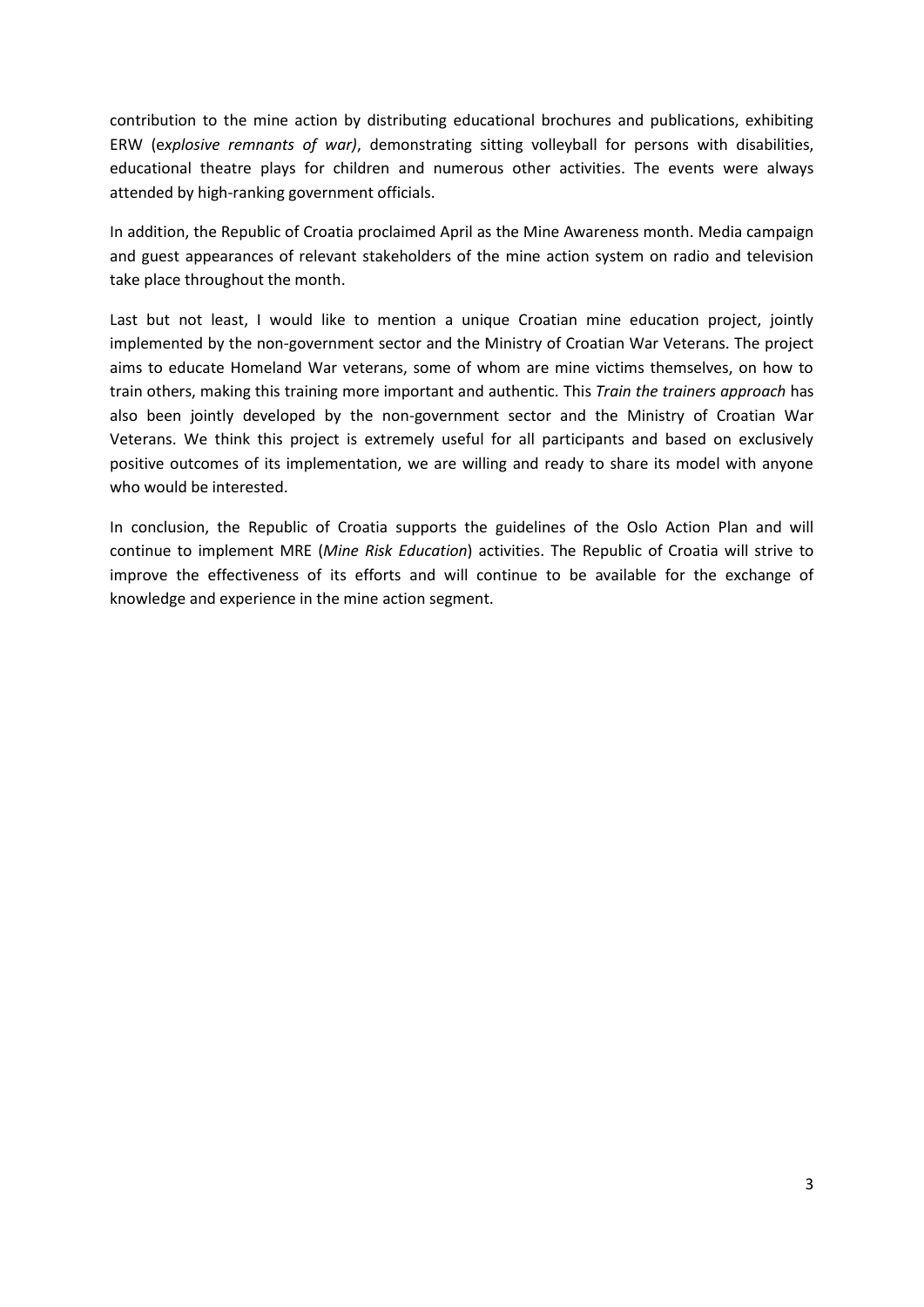contribution to the mine action by distributing educational brochures and publications, exhibiting ERW (e*xplosive remnants of war)*, demonstrating sitting volleyball for persons with disabilities, educational theatre plays for children and numerous other activities. The events were always attended by high-ranking government officials.

In addition, the Republic of Croatia proclaimed April as the Mine Awareness month. Media campaign and guest appearances of relevant stakeholders of the mine action system on radio and television take place throughout the month.

Last but not least, I would like to mention a unique Croatian mine education project, jointly implemented by the non-government sector and the Ministry of Croatian War Veterans. The project aims to educate Homeland War veterans, some of whom are mine victims themselves, on how to train others, making this training more important and authentic. This *Train the trainers approach* has also been jointly developed by the non-government sector and the Ministry of Croatian War Veterans. We think this project is extremely useful for all participants and based on exclusively positive outcomes of its implementation, we are willing and ready to share its model with anyone who would be interested.

In conclusion, the Republic of Croatia supports the guidelines of the Oslo Action Plan and will continue to implement MRE (*Mine Risk Education*) activities. The Republic of Croatia will strive to improve the effectiveness of its efforts and will continue to be available for the exchange of knowledge and experience in the mine action segment.